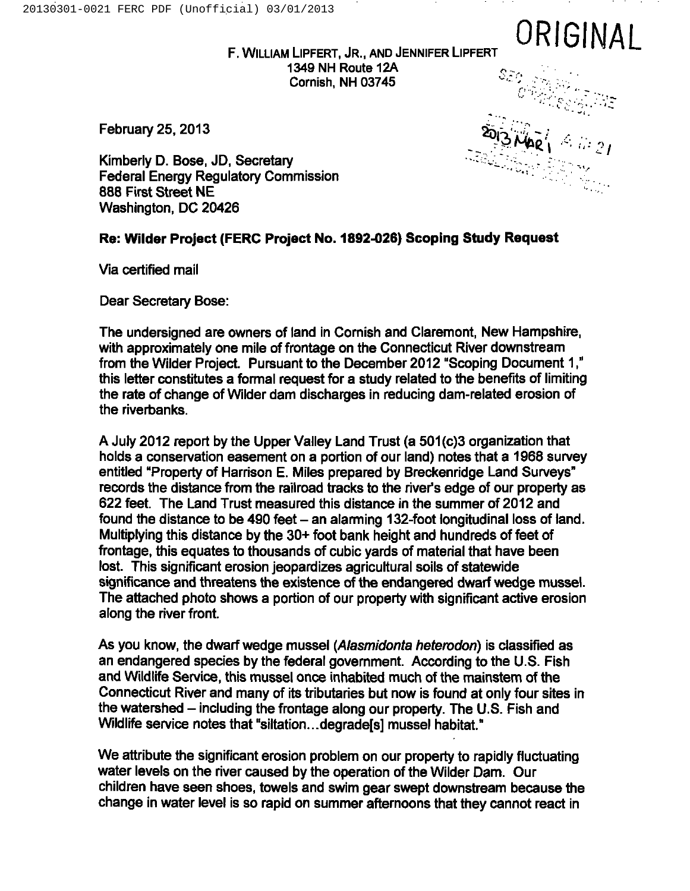ORIGINAL

F. WILLIAM LIPFERT, JR., AND JENNIFER LIPFERT
1349 NH Route 12A
Cornish, NH 03745

February 25, 2013

Kimberly D. Bose, JD, Secretary
Federal Energy Regulatory Commission
888 First Street NE
Washington, DC 20426

**Re: Wilder Project (FERC Project No. 1892-026) Scoping Study Request**

Via certified mail

Dear Secretary Bose:

The undersigned are owners of land in Cornish and Claremont, New Hampshire, with approximately one mile of frontage on the Connecticut River downstream from the Wilder Project. Pursuant to the December 2012 "Scoping Document 1," this letter constitutes a formal request for a study related to the benefits of limiting the rate of change of Wilder dam discharges in reducing dam-related erosion of the riverbanks.

A July 2012 report by the Upper Valley Land Trust (a 501(c)3 organization that holds a conservation easement on a portion of our land) notes that a 1968 survey entitled "Property of Harrison E. Miles prepared by Breckenridge Land Surveys" records the distance from the railroad tracks to the river's edge of our property as 622 feet. The Land Trust measured this distance in the summer of 2012 and found the distance to be 490 feet – an alarming 132-foot longitudinal loss of land. Multiplying this distance by the 30+ foot bank height and hundreds of feet of frontage, this equates to thousands of cubic yards of material that have been lost. This significant erosion jeopardizes agricultural soils of statewide significance and threatens the existence of the endangered dwarf wedge mussel. The attached photo shows a portion of our property with significant active erosion along the river front.

As you know, the dwarf wedge mussel (*Alasmidonta heterodon*) is classified as an endangered species by the federal government. According to the U.S. Fish and Wildlife Service, this mussel once inhabited much of the mainstem of the Connecticut River and many of its tributaries but now is found at only four sites in the watershed – including the frontage along our property. The U.S. Fish and Wildlife service notes that "siltation…degrade[s] mussel habitat."

We attribute the significant erosion problem on our property to rapidly fluctuating water levels on the river caused by the operation of the Wilder Dam. Our children have seen shoes, towels and swim gear swept downstream because the change in water level is so rapid on summer afternoons that they cannot react in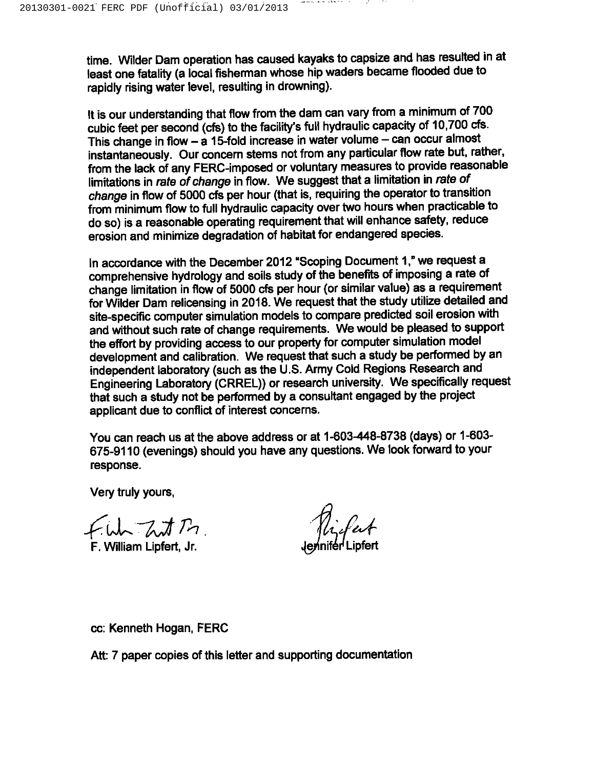time. Wilder Dam operation has caused kayaks to capsize and has resulted in at least one fatality (a local fisherman whose hip waders became flooded due to rapidly rising water level, resulting in drowning).

It is our understanding that flow from the dam can vary from a minimum of 700 cubic feet per second (cfs) to the facility's full hydraulic capacity of 10,700 cfs. This change in flow – a 15-fold increase in water volume – can occur almost instantaneously. Our concern stems not from any particular flow rate but, rather, from the lack of any FERC-imposed or voluntary measures to provide reasonable limitations in *rate of change* in flow. We suggest that a limitation in *rate of change* in flow of 5000 cfs per hour (that is, requiring the operator to transition from minimum flow to full hydraulic capacity over two hours when practicable to do so) is a reasonable operating requirement that will enhance safety, reduce erosion and minimize degradation of habitat for endangered species.

In accordance with the December 2012 "Scoping Document 1," we request a comprehensive hydrology and soils study of the benefits of imposing a rate of change limitation in flow of 5000 cfs per hour (or similar value) as a requirement for Wilder Dam relicensing in 2018. We request that the study utilize detailed and site-specific computer simulation models to compare predicted soil erosion with and without such rate of change requirements. We would be pleased to support the effort by providing access to our property for computer simulation model development and calibration. We request that such a study be performed by an independent laboratory (such as the U.S. Army Cold Regions Research and Engineering Laboratory (CRREL)) or research university. We specifically request that such a study not be performed by a consultant engaged by the project applicant due to conflict of interest concerns.

You can reach us at the above address or at 1-603-448-8738 (days) or 1-603-675-9110 (evenings) should you have any questions. We look forward to your response.

Very truly yours,

F. William Lipfert, Jr. Jennifer Lipfert

cc: Kenneth Hogan, FERC

Att: 7 paper copies of this letter and supporting documentation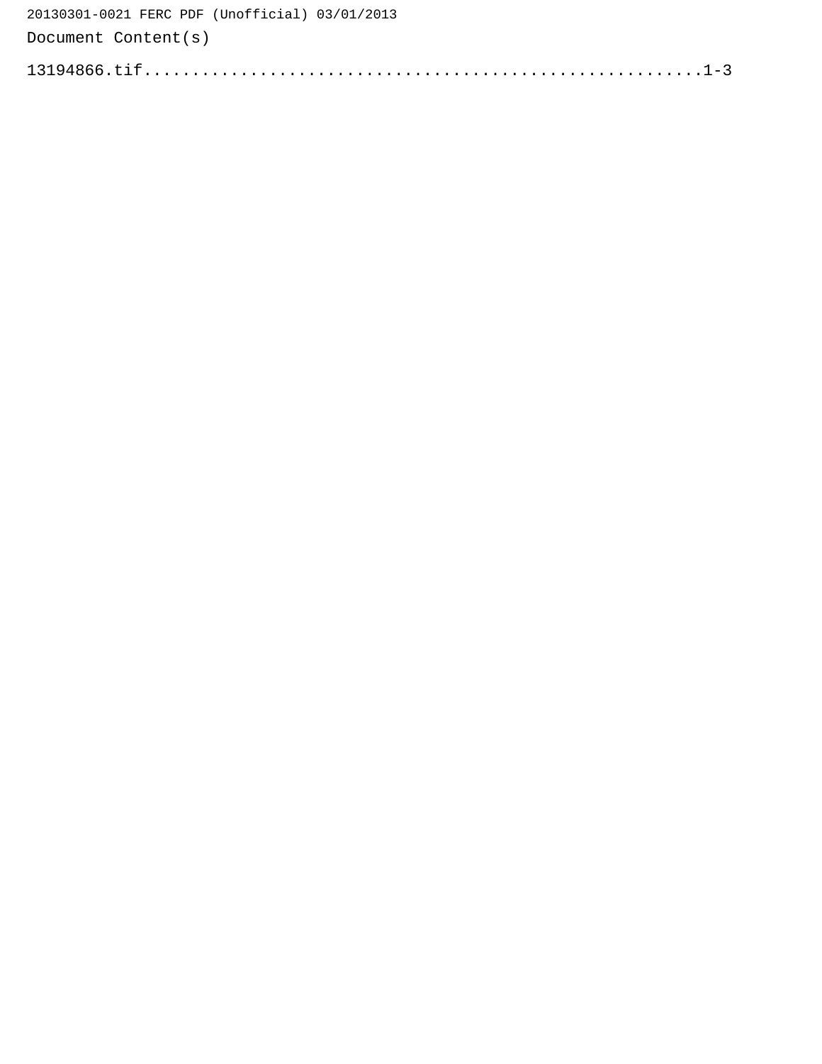Document Content(s)

13194866.tif......................................................................1-3